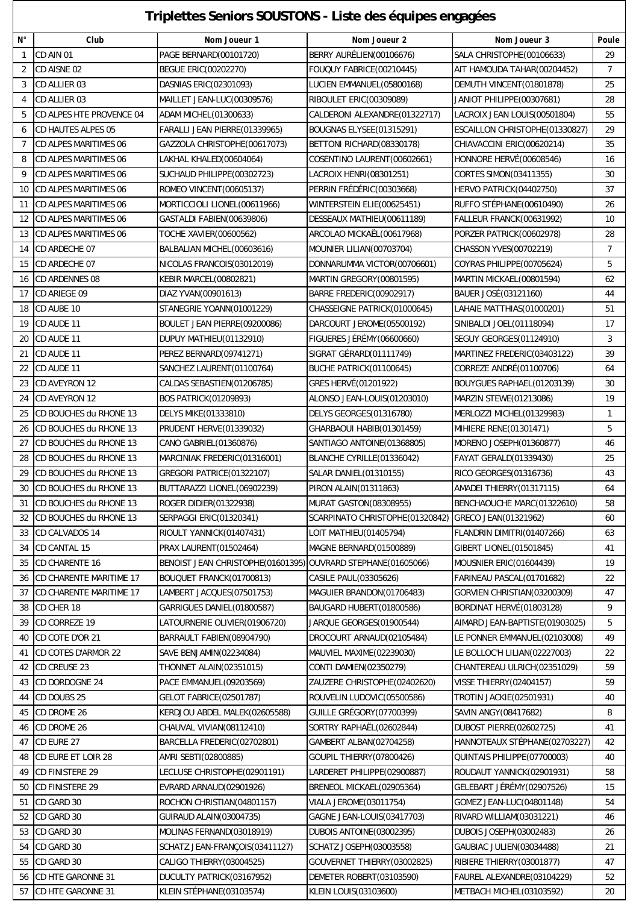# Triplettes Seniors SOUSTONS - Liste des équipes engagées

| N° | Club | Nom Joueur 1 | Nom Joueur 2 | Nom Joueur 3 | Poule |
|---|---|---|---|---|---|
| 1 | CD AIN 01 | PAGE BERNARD(00101720) | BERRY AURÉLIEN(00106676) | SALA CHRISTOPHE(00106633) | 29 |
| 2 | CD AISNE 02 | BEGUE ERIC(00202270) | FOUQUY FABRICE(00210445) | AIT HAMOUDA TAHAR(00204452) | 7 |
| 3 | CD ALLIER 03 | DASNIAS ERIC(02301093) | LUCIEN EMMANUEL(05800168) | DEMUTH VINCENT(01801878) | 25 |
| 4 | CD ALLIER 03 | MAILLET JEAN-LUC(00309576) | RIBOULET ERIC(00309089) | JANIOT PHILIPPE(00307681) | 28 |
| 5 | CD ALPES HTE PROVENCE 04 | ADAM MICHEL(01300633) | CALDERONI ALEXANDRE(01322717) | LACROIX JEAN LOUIS(00501804) | 55 |
| 6 | CD HAUTES ALPES 05 | FARALLI JEAN PIERRE(01339965) | BOUGNAS ELYSEE(01315291) | ESCAILLON CHRISTOPHE(01330827) | 29 |
| 7 | CD ALPES MARITIMES 06 | GAZZOLA CHRISTOPHE(00617073) | BETTONI RICHARD(08330178) | CHIAVACCINI ERIC(00620214) | 35 |
| 8 | CD ALPES MARITIMES 06 | LAKHAL KHALED(00604064) | COSENTINO LAURENT(00602661) | HONNORE HERVÉ(00608546) | 16 |
| 9 | CD ALPES MARITIMES 06 | SUCHAUD PHILIPPE(00302723) | LACROIX HENRI(08301251) | CORTES SIMON(03411355) | 30 |
| 10 | CD ALPES MARITIMES 06 | ROMEO VINCENT(00605137) | PERRIN FRÉDÉRIC(00303668) | HERVO PATRICK(04402750) | 37 |
| 11 | CD ALPES MARITIMES 06 | MORTICCIOLI LIONEL(00611966) | WINTERSTEIN ELIE(00625451) | RUFFO STÉPHANE(00610490) | 26 |
| 12 | CD ALPES MARITIMES 06 | GASTALDI FABIEN(00639806) | DESSEAUX MATHIEU(00611189) | FALLEUR FRANCK(00631992) | 10 |
| 13 | CD ALPES MARITIMES 06 | TOCHE XAVIER(00600562) | ARCOLAO MICKAËL(00617968) | PORZER PATRICK(00602978) | 28 |
| 14 | CD ARDECHE 07 | BALBALIAN MICHEL(00603616) | MOUNIER LILIAN(00703704) | CHASSON YVES(00702219) | 7 |
| 15 | CD ARDECHE 07 | NICOLAS FRANCOIS(03012019) | DONNARUMMA VICTOR(00706601) | COYRAS PHILIPPE(00705624) | 5 |
| 16 | CD ARDENNES 08 | KEBIR MARCEL(00802821) | MARTIN GREGORY(00801595) | MARTIN MICKAEL(00801594) | 62 |
| 17 | CD ARIEGE 09 | DIAZ YVAN(00901613) | BARRE FREDERIC(00902917) | BAUER JOSÉ(03121160) | 44 |
| 18 | CD AUBE 10 | STANEGRIE YOANN(01001229) | CHASSEIGNE PATRICK(01000645) | LAHAIE MATTHIAS(01000201) | 51 |
| 19 | CD AUDE 11 | BOULET JEAN PIERRE(09200086) | DARCOURT JEROME(05500192) | SINIBALDI JOEL(01118094) | 17 |
| 20 | CD AUDE 11 | DUPUY MATHIEU(01132910) | FIGUERES JÉRÉMY(06600660) | SEGUY GEORGES(01124910) | 3 |
| 21 | CD AUDE 11 | PEREZ BERNARD(09741271) | SIGRAT GÉRARD(01111749) | MARTINEZ FREDERIC(03403122) | 39 |
| 22 | CD AUDE 11 | SANCHEZ LAURENT(01100764) | BUCHE PATRICK(01100645) | CORREZE ANDRÉ(01100706) | 64 |
| 23 | CD AVEYRON 12 | CALDAS SEBASTIEN(01206785) | GRES HERVÉ(01201922) | BOUYGUES RAPHAEL(01203139) | 30 |
| 24 | CD AVEYRON 12 | BOS PATRICK(01209893) | ALONSO JEAN-LOUIS(01203010) | MARZIN STEWE(01213086) | 19 |
| 25 | CD BOUCHES du RHONE 13 | DELYS MIKE(01333810) | DELYS GEORGES(01316780) | MERLOZZI MICHEL(01329983) | 1 |
| 26 | CD BOUCHES du RHONE 13 | PRUDENT HERVE(01339032) | GHARBAOUI HABIB(01301459) | MIHIERE RENE(01301471) | 5 |
| 27 | CD BOUCHES du RHONE 13 | CANO GABRIEL(01360876) | SANTIAGO ANTOINE(01368805) | MORENO JOSEPH(01360877) | 46 |
| 28 | CD BOUCHES du RHONE 13 | MARCINIAK FREDERIC(01316001) | BLANCHE CYRILLE(01336042) | FAYAT GERALD(01339430) | 25 |
| 29 | CD BOUCHES du RHONE 13 | GREGORI PATRICE(01322107) | SALAR DANIEL(01310155) | RICO GEORGES(01316736) | 43 |
| 30 | CD BOUCHES du RHONE 13 | BUTTARAZZI LIONEL(06902239) | PIRON ALAIN(01311863) | AMADEI THIERRY(01317115) | 64 |
| 31 | CD BOUCHES du RHONE 13 | ROGER DIDIER(01322938) | MURAT GASTON(08308955) | BENCHAOUCHE MARC(01322610) | 58 |
| 32 | CD BOUCHES du RHONE 13 | SERPAGGI ERIC(01320341) | SCARPINATO CHRISTOPHE(01320842) | GRECO JEAN(01321962) | 60 |
| 33 | CD CALVADOS 14 | RIOULT YANNICK(01407431) | LOIT MATHIEU(01405794) | FLANDRIN DIMITRI(01407266) | 63 |
| 34 | CD CANTAL 15 | PRAX LAURENT(01502464) | MAGNE BERNARD(01500889) | GIBERT LIONEL(01501845) | 41 |
| 35 | CD CHARENTE 16 | BENOIST JEAN CHRISTOPHE(01601395) | OUVRARD STEPHANE(01605066) | MOUSNIER ERIC(01604439) | 19 |
| 36 | CD CHARENTE MARITIME 17 | BOUQUET FRANCK(01700813) | CASILE PAUL(03305626) | FARINEAU PASCAL(01701682) | 22 |
| 37 | CD CHARENTE MARITIME 17 | LAMBERT JACQUES(07501753) | MAGUIER BRANDON(01706483) | GORVIEN CHRISTIAN(03200309) | 47 |
| 38 | CD CHER 18 | GARRIGUES DANIEL(01800587) | BAUGARD HUBERT(01800586) | BORDINAT HERVÉ(01803128) | 9 |
| 39 | CD CORREZE 19 | LATOURNERIE OLIVIER(01906720) | JARQUE GEORGES(01900544) | AIMARD JEAN-BAPTISTE(01903025) | 5 |
| 40 | CD COTE D'OR 21 | BARRAULT FABIEN(08904790) | DROCOURT ARNAUD(02105484) | LE PONNER EMMANUEL(02103008) | 49 |
| 41 | CD COTES D'ARMOR 22 | SAVE BENJAMIN(02234084) | MAUVIEL MAXIME(02239030) | LE BOLLOC'H LILIAN(02227003) | 22 |
| 42 | CD CREUSE 23 | THONNET ALAIN(02351015) | CONTI DAMIEN(02350279) | CHANTEREAU ULRICH(02351029) | 59 |
| 43 | CD DORDOGNE 24 | PACE EMMANUEL(09203569) | ZAUZERE CHRISTOPHE(02402620) | VISSE THIERRY(02404157) | 59 |
| 44 | CD DOUBS 25 | GELOT FABRICE(02501787) | ROUVELIN LUDOVIC(05500586) | TROTIN JACKIE(02501931) | 40 |
| 45 | CD DROME 26 | KERDJOU ABDEL MALEK(02605588) | GUILLE GRÉGORY(07700399) | SAVIN ANGY(08417682) | 8 |
| 46 | CD DROME 26 | CHAUVAL VIVIAN(08112410) | SORTRY RAPHAËL(02602844) | DUBOST PIERRE(02602725) | 41 |
| 47 | CD EURE 27 | BARCELLA FREDERIC(02702801) | GAMBERT ALBAN(02704258) | HANNOTEAUX STÉPHANE(02703227) | 42 |
| 48 | CD EURE ET LOIR 28 | AMRI SEBTI(02800885) | GOUPIL THIERRY(07800426) | QUINTAIS PHILIPPE(07700003) | 40 |
| 49 | CD FINISTERE 29 | LECLUSE CHRISTOPHE(02901191) | LARDERET PHILIPPE(02900887) | ROUDAUT YANNICK(02901931) | 58 |
| 50 | CD FINISTERE 29 | EVRARD ARNAUD(02901926) | BRENEOL MICKAEL(02905364) | GELEBART JÉRÉMY(02907526) | 15 |
| 51 | CD GARD 30 | ROCHON CHRISTIAN(04801157) | VIALA JEROME(03011754) | GOMEZ JEAN-LUC(04801148) | 54 |
| 52 | CD GARD 30 | GUIRAUD ALAIN(03004735) | GAGNE JEAN-LOUIS(03417703) | RIVARD WILLIAM(03031221) | 46 |
| 53 | CD GARD 30 | MOLINAS FERNAND(03018919) | DUBOIS ANTOINE(03002395) | DUBOIS JOSEPH(03002483) | 26 |
| 54 | CD GARD 30 | SCHATZ JEAN-FRANÇOIS(03411127) | SCHATZ JOSEPH(03003558) | GAUBIAC JULIEN(03034488) | 21 |
| 55 | CD GARD 30 | CALIGO THIERRY(03004525) | GOUVERNET THIERRY(03002825) | RIBIERE THIERRY(03001877) | 47 |
| 56 | CD HTE GARONNE 31 | DUCULTY PATRICK(03167952) | DEMETER ROBERT(03103590) | FAUREL ALEXANDRE(03104229) | 52 |
| 57 | CD HTE GARONNE 31 | KLEIN STÉPHANE(03103574) | KLEIN LOUIS(03103600) | METBACH MICHEL(03103592) | 20 |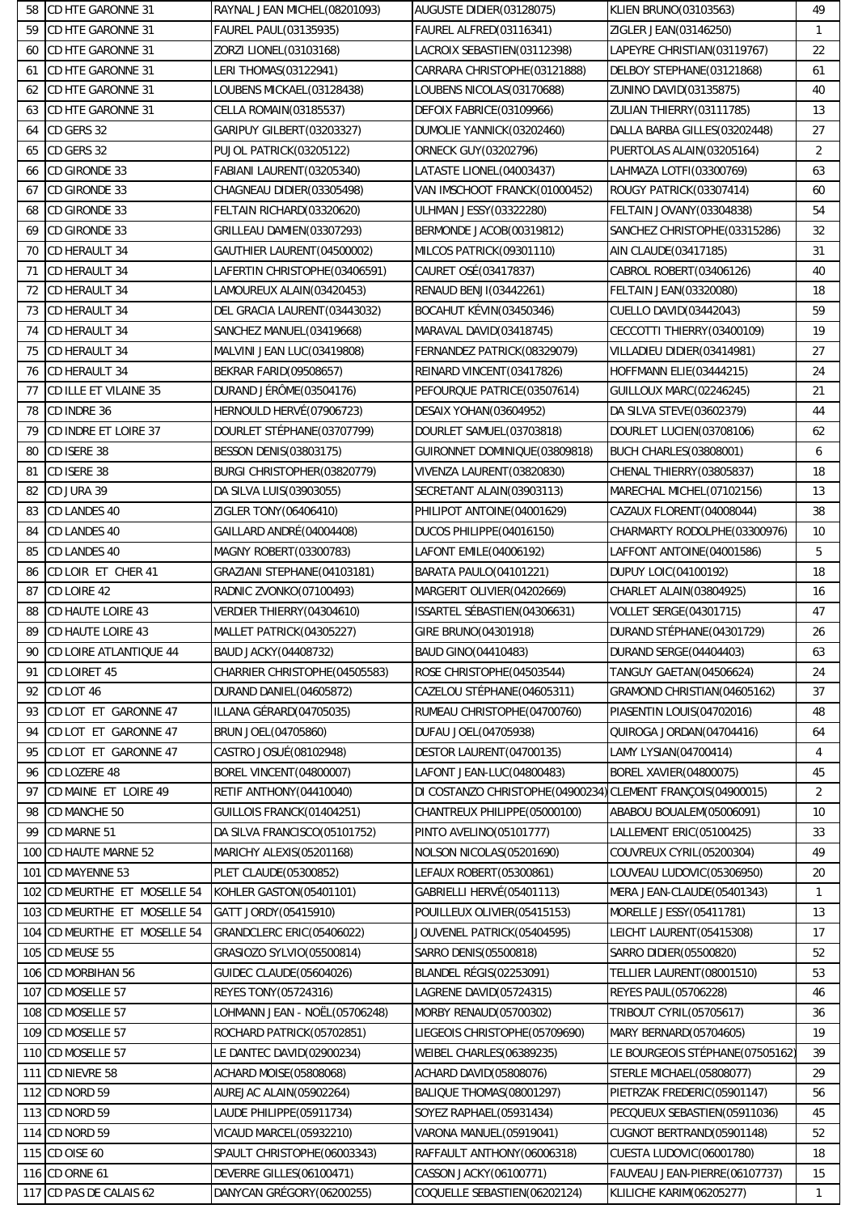| 58 | CD HTE GARONNE 31 | RAYNAL JEAN MICHEL(08201093) | AUGUSTE DIDIER(03128075) | KLIEN BRUNO(03103563) | 49 |
|---|---|---|---|---|---|
| 59 | CD HTE GARONNE 31 | FAUREL PAUL(03135935) | FAUREL ALFRED(03116341) | ZIGLER JEAN(03146250) | 1 |
| 60 | CD HTE GARONNE 31 | ZORZI LIONEL(03103168) | LACROIX SEBASTIEN(03112398) | LAPEYRE CHRISTIAN(03119767) | 22 |
| 61 | CD HTE GARONNE 31 | LERI THOMAS(03122941) | CARRARA CHRISTOPHE(03121888) | DELBOY STEPHANE(03121868) | 61 |
| 62 | CD HTE GARONNE 31 | LOUBENS MICKAEL(03128438) | LOUBENS NICOLAS(03170688) | ZUNINO DAVID(03135875) | 40 |
| 63 | CD HTE GARONNE 31 | CELLA ROMAIN(03185537) | DEFOIX FABRICE(03109966) | ZULIAN THIERRY(03111785) | 13 |
| 64 | CD GERS 32 | GARIPUY GILBERT(03203327) | DUMOLIE YANNICK(03202460) | DALLA BARBA GILLES(03202448) | 27 |
| 65 | CD GERS 32 | PUJOL PATRICK(03205122) | ORNECK GUY(03202796) | PUERTOLAS ALAIN(03205164) | 2 |
| 66 | CD GIRONDE 33 | FABIANI LAURENT(03205340) | LATASTE LIONEL(04003437) | LAHMAZA LOTFI(03300769) | 63 |
| 67 | CD GIRONDE 33 | CHAGNEAU DIDIER(03305498) | VAN IMSCHOOT FRANCK(01000452) | ROUGY PATRICK(03307414) | 60 |
| 68 | CD GIRONDE 33 | FELTAIN RICHARD(03320620) | ULHMAN JESSY(03322280) | FELTAIN JOVANY(03304838) | 54 |
| 69 | CD GIRONDE 33 | GRILLEAU DAMIEN(03307293) | BERMONDE JACOB(00319812) | SANCHEZ CHRISTOPHE(03315286) | 32 |
| 70 | CD HERAULT 34 | GAUTHIER LAURENT(04500002) | MILCOS PATRICK(09301110) | AIN CLAUDE(03417185) | 31 |
| 71 | CD HERAULT 34 | LAFERTIN CHRISTOPHE(03406591) | CAURET OSÉ(03417837) | CABROL ROBERT(03406126) | 40 |
| 72 | CD HERAULT 34 | LAMOUREUX ALAIN(03420453) | RENAUD BENJI(03442261) | FELTAIN JEAN(03320080) | 18 |
| 73 | CD HERAULT 34 | DEL GRACIA LAURENT(03443032) | BOCAHUT KÉVIN(03450346) | CUELLO DAVID(03442043) | 59 |
| 74 | CD HERAULT 34 | SANCHEZ MANUEL(03419668) | MARAVAL DAVID(03418745) | CECCOTTI THIERRY(03400109) | 19 |
| 75 | CD HERAULT 34 | MALVINI JEAN LUC(03419808) | FERNANDEZ PATRICK(08329079) | VILLADIEU DIDIER(03414981) | 27 |
| 76 | CD HERAULT 34 | BEKRAR FARID(09508657) | REINARD VINCENT(03417826) | HOFFMANN ELIE(03444215) | 24 |
| 77 | CD ILLE ET VILAINE 35 | DURAND JÉRÔME(03504176) | PEFOURQUE PATRICE(03507614) | GUILLOUX MARC(02246245) | 21 |
| 78 | CD INDRE 36 | HERNOULD HERVÉ(07906723) | DESAIX YOHAN(03604952) | DA SILVA STEVE(03602379) | 44 |
| 79 | CD INDRE ET LOIRE 37 | DOURLET STÉPHANE(03707799) | DOURLET SAMUEL(03703818) | DOURLET LUCIEN(03708106) | 62 |
| 80 | CD ISERE 38 | BESSON DENIS(03803175) | GUIRONNET DOMINIQUE(03809818) | BUCH CHARLES(03808001) | 6 |
| 81 | CD ISERE 38 | BURGI CHRISTOPHER(03820779) | VIVENZA LAURENT(03820830) | CHENAL THIERRY(03805837) | 18 |
| 82 | CD JURA 39 | DA SILVA LUIS(03903055) | SECRETANT ALAIN(03903113) | MARECHAL MICHEL(07102156) | 13 |
| 83 | CD LANDES 40 | ZIGLER TONY(06406410) | PHILIPOT ANTOINE(04001629) | CAZAUX FLORENT(04008044) | 38 |
| 84 | CD LANDES 40 | GAILLARD ANDRÉ(04004408) | DUCOS PHILIPPE(04016150) | CHARMARTY RODOLPHE(03300976) | 10 |
| 85 | CD LANDES 40 | MAGNY ROBERT(03300783) | LAFONT EMILE(04006192) | LAFFONT ANTOINE(04001586) | 5 |
| 86 | CD LOIR ET CHER 41 | GRAZIANI STEPHANE(04103181) | BARATA PAULO(04101221) | DUPUY LOIC(04100192) | 18 |
| 87 | CD LOIRE 42 | RADNIC ZVONKO(07100493) | MARGERIT OLIVIER(04202669) | CHARLET ALAIN(03804925) | 16 |
| 88 | CD HAUTE LOIRE 43 | VERDIER THIERRY(04304610) | ISSARTEL SÉBASTIEN(04306631) | VOLLET SERGE(04301715) | 47 |
| 89 | CD HAUTE LOIRE 43 | MALLET PATRICK(04305227) | GIRE BRUNO(04301918) | DURAND STÉPHANE(04301729) | 26 |
| 90 | CD LOIRE ATLANTIQUE 44 | BAUD JACKY(04408732) | BAUD GINO(04410483) | DURAND SERGE(04404403) | 63 |
| 91 | CD LOIRET 45 | CHARRIER CHRISTOPHE(04505583) | ROSE CHRISTOPHE(04503544) | TANGUY GAETAN(04506624) | 24 |
| 92 | CD LOT 46 | DURAND DANIEL(04605872) | CAZELOU STÉPHANE(04605311) | GRAMOND CHRISTIAN(04605162) | 37 |
| 93 | CD LOT ET GARONNE 47 | ILLANA GÉRARD(04705035) | RUMEAU CHRISTOPHE(04700760) | PIASENTIN LOUIS(04702016) | 48 |
| 94 | CD LOT ET GARONNE 47 | BRUN JOEL(04705860) | DUFAU JOEL(04705938) | QUIROGA JORDAN(04704416) | 64 |
| 95 | CD LOT ET GARONNE 47 | CASTRO JOSUÉ(08102948) | DESTOR LAURENT(04700135) | LAMY LYSIAN(04700414) | 4 |
| 96 | CD LOZERE 48 | BOREL VINCENT(04800007) | LAFONT JEAN-LUC(04800483) | BOREL XAVIER(04800075) | 45 |
| 97 | CD MAINE ET LOIRE 49 | RETIF ANTHONY(04410040) | DI COSTANZO CHRISTOPHE(04900234) | CLEMENT FRANÇOIS(04900015) | 2 |
| 98 | CD MANCHE 50 | GUILLOIS FRANCK(01404251) | CHANTREUX PHILIPPE(05000100) | ABABOU BOUALEM(05006091) | 10 |
| 99 | CD MARNE 51 | DA SILVA FRANCISCO(05101752) | PINTO AVELINO(05101777) | LALLEMENT ERIC(05100425) | 33 |
| 100 | CD HAUTE MARNE 52 | MARICHY ALEXIS(05201168) | NOLSON NICOLAS(05201690) | COUVREUX CYRIL(05200304) | 49 |
| 101 | CD MAYENNE 53 | PLET CLAUDE(05300852) | LEFAUX ROBERT(05300861) | LOUVEAU LUDOVIC(05306950) | 20 |
| 102 | CD MEURTHE ET MOSELLE 54 | KOHLER GASTON(05401101) | GABRIELLI HERVÉ(05401113) | MERA JEAN-CLAUDE(05401343) | 1 |
| 103 | CD MEURTHE ET MOSELLE 54 | GATT JORDY(05415910) | POUILLEUX OLIVIER(05415153) | MORELLE JESSY(05411781) | 13 |
| 104 | CD MEURTHE ET MOSELLE 54 | GRANDCLERC ERIC(05406022) | JOUVENEL PATRICK(05404595) | LEICHT LAURENT(05415308) | 17 |
| 105 | CD MEUSE 55 | GRASIOZO SYLVIO(05500814) | SARRO DENIS(05500818) | SARRO DIDIER(05500820) | 52 |
| 106 | CD MORBIHAN 56 | GUIDEC CLAUDE(05604026) | BLANDEL RÉGIS(02253091) | TELLIER LAURENT(08001510) | 53 |
| 107 | CD MOSELLE 57 | REYES TONY(05724316) | LAGRENE DAVID(05724315) | REYES PAUL(05706228) | 46 |
| 108 | CD MOSELLE 57 | LOHMANN JEAN - NOËL(05706248) | MORBY RENAUD(05700302) | TRIBOUT CYRIL(05705617) | 36 |
| 109 | CD MOSELLE 57 | ROCHARD PATRICK(05702851) | LIEGEOIS CHRISTOPHE(05709690) | MARY BERNARD(05704605) | 19 |
| 110 | CD MOSELLE 57 | LE DANTEC DAVID(02900234) | WEIBEL CHARLES(06389235) | LE BOURGEOIS STÉPHANE(07505162) | 39 |
| 111 | CD NIEVRE 58 | ACHARD MOISE(05808068) | ACHARD DAVID(05808076) | STERLE MICHAEL(05808077) | 29 |
| 112 | CD NORD 59 | AUREJAC ALAIN(05902264) | BALIQUE THOMAS(08001297) | PIETRZAK FREDERIC(05901147) | 56 |
| 113 | CD NORD 59 | LAUDE PHILIPPE(05911734) | SOYEZ RAPHAEL(05931434) | PECQUEUX SEBASTIEN(05911036) | 45 |
| 114 | CD NORD 59 | VICAUD MARCEL(05932210) | VARONA MANUEL(05919041) | CUGNOT BERTRAND(05901148) | 52 |
| 115 | CD OISE 60 | SPAULT CHRISTOPHE(06003343) | RAFFAULT ANTHONY(06006318) | CUESTA LUDOVIC(06001780) | 18 |
| 116 | CD ORNE 61 | DEVERRE GILLES(06100471) | CASSON JACKY(06100771) | FAUVEAU JEAN-PIERRE(06107737) | 15 |
| 117 | CD PAS DE CALAIS 62 | DANYCAN GRÉGORY(06200255) | COQUELLE SEBASTIEN(06202124) | KLILICHE KARIM(06205277) | 1 |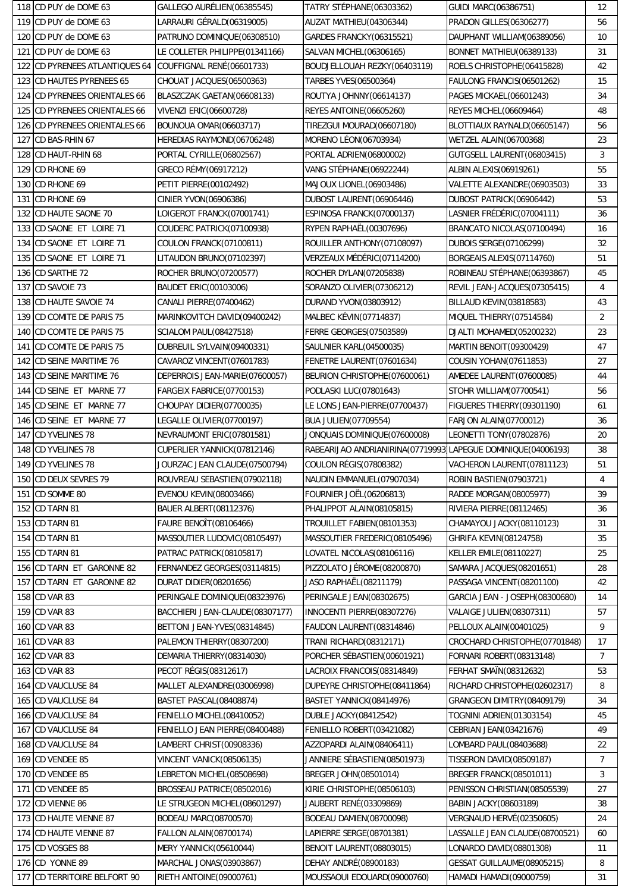| 118 | CD PUY de DOME 63 | GALLEGO AURÉLIEN(06385545) | TATRY STÉPHANE(06303362) | GUIDI MARC(06386751) | 12 |
|---|---|---|---|---|---|
| 119 | CD PUY de DOME 63 | LARRAURI GÉRALD(06319005) | AUZAT MATHIEU(04306344) | PRADON GILLES(06306277) | 56 |
| 120 | CD PUY de DOME 63 | PATRUNO DOMINIQUE(06308510) | GARDES FRANCKY(06315521) | DAUPHANT WILLIAM(06389056) | 10 |
| 121 | CD PUY de DOME 63 | LE COLLETER PHILIPPE(01341166) | SALVAN MICHEL(06306165) | BONNET MATHIEU(06389133) | 31 |
| 122 | CD PYRENEES ATLANTIQUES 64 | COUFFIGNAL RENÉ(06601733) | BOUDJELLOUAH REZKY(06403119) | ROELS CHRISTOPHE(06415828) | 42 |
| 123 | CD HAUTES PYRENEES 65 | CHOUAT JACQUES(06500363) | TARBES YVES(06500364) | FAULONG FRANCIS(06501262) | 15 |
| 124 | CD PYRENEES ORIENTALES 66 | BLASZCZAK GAETAN(06608133) | ROUTYA JOHNNY(06614137) | PAGES MICKAEL(06601243) | 34 |
| 125 | CD PYRENEES ORIENTALES 66 | VIVENZI ERIC(06600728) | REYES ANTOINE(06605260) | REYES MICHEL(06609464) | 48 |
| 126 | CD PYRENEES ORIENTALES 66 | BOUNOUA OMAR(06603717) | TIREZGUI MOURAD(06607180) | BLOTTIAUX RAYNALD(06605147) | 56 |
| 127 | CD BAS-RHIN 67 | HEREDIAS RAYMOND(06706248) | MORENO LÉON(06703934) | WETZEL ALAIN(06700368) | 23 |
| 128 | CD HAUT-RHIN 68 | PORTAL CYRILLE(06802567) | PORTAL ADRIEN(06800002) | GUTGSELL LAURENT(06803415) | 3 |
| 129 | CD RHONE 69 | GRECO RÉMY(06917212) | VANG STÉPHANE(06922244) | ALBIN ALEXIS(06919261) | 55 |
| 130 | CD RHONE 69 | PETIT PIERRE(00102492) | MAJOUX LIONEL(06903486) | VALETTE ALEXANDRE(06903503) | 33 |
| 131 | CD RHONE 69 | CINIER YVON(06906386) | DUBOST LAURENT(06906446) | DUBOST PATRICK(06906442) | 53 |
| 132 | CD HAUTE SAONE 70 | LOIGEROT FRANCK(07001741) | ESPINOSA FRANCK(07000137) | LASNIER FRÉDÉRIC(07004111) | 36 |
| 133 | CD SAONE ET LOIRE 71 | COUDERC PATRICK(07100938) | RYPEN RAPHAËL(00307696) | BRANCATO NICOLAS(07100494) | 16 |
| 134 | CD SAONE ET LOIRE 71 | COULON FRANCK(07100811) | ROUILLER ANTHONY(07108097) | DUBOIS SERGE(07106299) | 32 |
| 135 | CD SAONE ET LOIRE 71 | LITAUDON BRUNO(07102397) | VERZEAUX MÉDÉRIC(07114200) | BORGEAIS ALEXIS(07114760) | 51 |
| 136 | CD SARTHE 72 | ROCHER BRUNO(07200577) | ROCHER DYLAN(07205838) | ROBINEAU STÉPHANE(06393867) | 45 |
| 137 | CD SAVOIE 73 | BAUDET ERIC(00103006) | SORANZO OLIVIER(07306212) | REVIL JEAN-JACQUES(07305415) | 4 |
| 138 | CD HAUTE SAVOIE 74 | CANALI PIERRE(07400462) | DURAND YVON(03803912) | BILLAUD KEVIN(03818583) | 43 |
| 139 | CD COMITE DE PARIS 75 | MARINKOVITCH DAVID(09400242) | MALBEC KÉVIN(07714837) | MIQUEL THIERRY(07514584) | 2 |
| 140 | CD COMITE DE PARIS 75 | SCIALOM PAUL(08427518) | FERRE GEORGES(07503589) | DJALTI MOHAMED(05200232) | 23 |
| 141 | CD COMITE DE PARIS 75 | DUBREUIL SYLVAIN(09400331) | SAULNIER KARL(04500035) | MARTIN BENOIT(09300429) | 47 |
| 142 | CD SEINE MARITIME 76 | CAVAROZ VINCENT(07601783) | FENETRE LAURENT(07601634) | COUSIN YOHAN(07611853) | 27 |
| 143 | CD SEINE MARITIME 76 | DEPERROIS JEAN-MARIE(07600057) | BEURION CHRISTOPHE(07600061) | AMEDEE LAURENT(07600085) | 44 |
| 144 | CD SEINE ET MARNE 77 | FARGEIX FABRICE(07700153) | PODLASKI LUC(07801643) | STOHR WILLIAM(07700541) | 56 |
| 145 | CD SEINE ET MARNE 77 | CHOUPAY DIDIER(07700035) | LE LONS JEAN-PIERRE(07700437) | FIGUERES THIERRY(09301190) | 61 |
| 146 | CD SEINE ET MARNE 77 | LEGALLE OLIVIER(07700197) | BUA JULIEN(07709554) | FARJON ALAIN(07700012) | 36 |
| 147 | CD YVELINES 78 | NEVRAUMONT ERIC(07801581) | JONQUAIS DOMINIQUE(07600008) | LEONETTI TONY(07802876) | 20 |
| 148 | CD YVELINES 78 | CUPERLIER YANNICK(07812146) | RABEARIJAO ANDRIANIRINA(07719993 | LAPEGUE DOMINIQUE(04006193) | 38 |
| 149 | CD YVELINES 78 | JOURZAC JEAN CLAUDE(07500794) | COULON RÉGIS(07808382) | VACHERON LAURENT(07811123) | 51 |
| 150 | CD DEUX SEVRES 79 | ROUVREAU SEBASTIEN(07902118) | NAUDIN EMMANUEL(07907034) | ROBIN BASTIEN(07903721) | 4 |
| 151 | CD SOMME 80 | EVENOU KEVIN(08003466) | FOURNIER JOËL(06206813) | RADDE MORGAN(08005977) | 39 |
| 152 | CD TARN 81 | BAUER ALBERT(08112376) | PHALIPPOT ALAIN(08105815) | RIVIERA PIERRE(08112465) | 36 |
| 153 | CD TARN 81 | FAURE BENOÎT(08106466) | TROUILLET FABIEN(08101353) | CHAMAYOU JACKY(08110123) | 31 |
| 154 | CD TARN 81 | MASSOUTIER LUDOVIC(08105497) | MASSOUTIER FREDERIC(08105496) | GHRIFA KEVIN(08124758) | 35 |
| 155 | CD TARN 81 | PATRAC PATRICK(08105817) | LOVATEL NICOLAS(08106116) | KELLER EMILE(08110227) | 25 |
| 156 | CD TARN ET GARONNE 82 | FERNANDEZ GEORGES(03114815) | PIZZOLATO JÉROME(08200870) | SAMARA JACQUES(08201651) | 28 |
| 157 | CD TARN ET GARONNE 82 | DURAT DIDIER(08201656) | JASO RAPHAËL(08211179) | PASSAGA VINCENT(08201100) | 42 |
| 158 | CD VAR 83 | PERINGALE DOMINIQUE(08323976) | PERINGALE JEAN(08302675) | GARCIA JEAN - JOSEPH(08300680) | 14 |
| 159 | CD VAR 83 | BACCHIERI JEAN-CLAUDE(08307177) | INNOCENTI PIERRE(08307276) | VALAIGE JULIEN(08307311) | 57 |
| 160 | CD VAR 83 | BETTONI JEAN-YVES(08314845) | FAUDON LAURENT(08314846) | PELLOUX ALAIN(00401025) | 9 |
| 161 | CD VAR 83 | PALEMON THIERRY(08307200) | TRANI RICHARD(08312171) | CROCHARD CHRISTOPHE(07701848) | 17 |
| 162 | CD VAR 83 | DEMARIA THIERRY(08314030) | PORCHER SÉBASTIEN(00601921) | FORNARI ROBERT(08313148) | 7 |
| 163 | CD VAR 83 | PECOT RÉGIS(08312617) | LACROIX FRANCOIS(08314849) | FERHAT SMAÏN(08312632) | 53 |
| 164 | CD VAUCLUSE 84 | MALLET ALEXANDRE(03006998) | DUPEYRE CHRISTOPHE(08411864) | RICHARD CHRISTOPHE(02602317) | 8 |
| 165 | CD VAUCLUSE 84 | BASTET PASCAL(08408874) | BASTET YANNICK(08414976) | GRANGEON DIMITRY(08409179) | 34 |
| 166 | CD VAUCLUSE 84 | FENIELLO MICHEL(08410052) | DUBLE JACKY(08412542) | TOGNINI ADRIEN(01303154) | 45 |
| 167 | CD VAUCLUSE 84 | FENIELLO JEAN PIERRE(08400488) | FENIELLO ROBERT(03421082) | CEBRIAN JEAN(03421676) | 49 |
| 168 | CD VAUCLUSE 84 | LAMBERT CHRIST(00908336) | AZZOPARDI ALAIN(08406411) | LOMBARD PAUL(08403688) | 22 |
| 169 | CD VENDEE 85 | VINCENT VANICK(08506135) | JANNIERE SÉBASTIEN(08501973) | TISSERON DAVID(08509187) | 7 |
| 170 | CD VENDEE 85 | LEBRETON MICHEL(08508698) | BREGER JOHN(08501014) | BREGER FRANCK(08501011) | 3 |
| 171 | CD VENDEE 85 | BROSSEAU PATRICE(08502016) | KIRIE CHRISTOPHE(08506103) | PENISSON CHRISTIAN(08505539) | 27 |
| 172 | CD VIENNE 86 | LE STRUGEON MICHEL(08601297) | JAUBERT RENÉ(03309869) | BABIN JACKY(08603189) | 38 |
| 173 | CD HAUTE VIENNE 87 | BODEAU MARC(08700570) | BODEAU DAMIEN(08700098) | VERGNAUD HERVÉ(02350605) | 24 |
| 174 | CD HAUTE VIENNE 87 | FALLON ALAIN(08700174) | LAPIERRE SERGE(08701381) | LASSALLE JEAN CLAUDE(08700521) | 60 |
| 175 | CD VOSGES 88 | MERY YANNICK(05610044) | BENOIT LAURENT(08803015) | LONARDO DAVID(08801308) | 11 |
| 176 | CD YONNE 89 | MARCHAL JONAS(03903867) | DEHAY ANDRÉ(08900183) | GESSAT GUILLAUME(08905215) | 8 |
| 177 | CD TERRITOIRE BELFORT 90 | RIETH ANTOINE(09000761) | MOUSSAOUI EDOUARD(09000760) | HAMADI HAMADI(09000759) | 31 |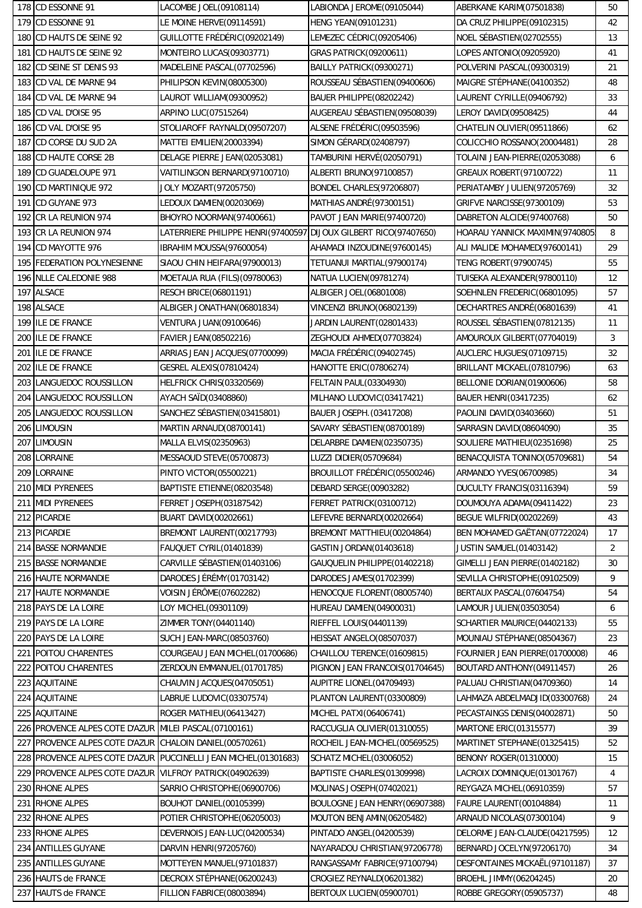| 178 | CD ESSONNE 91 | LACOMBE JOEL(09108114) | LABIONDA JEROME(09105044) | ABERKANE KARIM(07501838) | 50 |
|---|---|---|---|---|---|
| 179 | CD ESSONNE 91 | LE MOINE HERVE(09114591) | HENG YEAN(09101231) | DA CRUZ PHILIPPE(09102315) | 42 |
| 180 | CD HAUTS DE SEINE 92 | GUILLOTTE FRÉDÉRIC(09202149) | LEMEZEC CÉDRIC(09205406) | NOEL SÉBASTIEN(02702555) | 13 |
| 181 | CD HAUTS DE SEINE 92 | MONTEIRO LUCAS(09303771) | GRAS PATRICK(09200611) | LOPES ANTONIO(09205920) | 41 |
| 182 | CD SEINE ST DENIS 93 | MADELEINE PASCAL(07702596) | BAILLY PATRICK(09300271) | POLVERINI PASCAL(09300319) | 21 |
| 183 | CD VAL DE MARNE 94 | PHILIPSON KEVIN(08005300) | ROUSSEAU SÉBASTIEN(09400606) | MAIGRE STÉPHANE(04100352) | 48 |
| 184 | CD VAL DE MARNE 94 | LAUROT WILLIAM(09300952) | BAUER PHILIPPE(08202242) | LAURENT CYRILLE(09406792) | 33 |
| 185 | CD VAL D'OISE 95 | ARPINO LUC(07515264) | AUGEREAU SÉBASTIEN(09508039) | LEROY DAVID(09508425) | 44 |
| 186 | CD VAL D'OISE 95 | STOLIAROFF RAYNALD(09507207) | ALSENE FRÉDÉRIC(09503596) | CHATELIN OLIVIER(09511866) | 62 |
| 187 | CD CORSE DU SUD 2A | MATTEI EMILIEN(20003394) | SIMON GÉRARD(02408797) | COLICCHIO ROSSANO(20004481) | 28 |
| 188 | CD HAUTE CORSE 2B | DELAGE PIERRE JEAN(02053081) | TAMBURINI HERVÉ(02050791) | TOLAINI JEAN-PIERRE(02053088) | 6 |
| 189 | CD GUADELOUPE 971 | VAITILINGON BERNARD(97100710) | ALBERTI BRUNO(97100857) | GREAUX ROBERT(97100722) | 11 |
| 190 | CD MARTINIQUE 972 | JOLY MOZART(97205750) | BONDEL CHARLES(97206807) | PERIATAMBY JULIEN(97205769) | 32 |
| 191 | CD GUYANE 973 | LEDOUX DAMIEN(00203069) | MATHIAS ANDRÉ(97300151) | GRIFVE NARCISSE(97300109) | 53 |
| 192 | CR LA REUNION 974 | BHOYRO NOORMAN(97400661) | PAVOT JEAN MARIE(97400720) | DABRETON ALCIDE(97400768) | 50 |
| 193 | CR LA REUNION 974 | LATERRIERE PHILIPPE HENRI(97400597 | DIJOUX GILBERT RICO(97407650) | HOARAU YANNICK MAXIMIN(9740805 | 8 |
| 194 | CD MAYOTTE 976 | IBRAHIM MOUSSA(97600054) | AHAMADI INZOUDINE(97600145) | ALI MALIDE MOHAMED(97600141) | 29 |
| 195 | FEDERATION POLYNESIENNE | SIAOU CHIN HEIFARA(97900013) | TETUANUI MARTIAL(97900174) | TENG ROBERT(97900745) | 55 |
| 196 | NLLE CALEDONIE 988 | MOETAUA RUA (FILS)(09780063) | NATUA LUCIEN(09781274) | TUISEKA ALEXANDER(97800110) | 12 |
| 197 | ALSACE | RESCH BRICE(06801191) | ALBIGER JOEL(06801008) | SOEHNLEN FREDERIC(06801095) | 57 |
| 198 | ALSACE | ALBIGER JONATHAN(06801834) | VINCENZI BRUNO(06802139) | DECHARTRES ANDRÉ(06801639) | 41 |
| 199 | ILE DE FRANCE | VENTURA JUAN(09100646) | JARDIN LAURENT(02801433) | ROUSSEL SÉBASTIEN(07812135) | 11 |
| 200 | ILE DE FRANCE | FAVIER JEAN(08502216) | ZEGHOUDI AHMED(07703824) | AMOUROUX GILBERT(07704019) | 3 |
| 201 | ILE DE FRANCE | ARRIAS JEAN JACQUES(07700099) | MACIA FRÉDÉRIC(09402745) | AUCLERC HUGUES(07109715) | 32 |
| 202 | ILE DE FRANCE | GESREL ALEXIS(07810424) | HANOTTE ERIC(07806274) | BRILLANT MICKAEL(07810796) | 63 |
| 203 | LANGUEDOC ROUSSILLON | HELFRICK CHRIS(03320569) | FELTAIN PAUL(03304930) | BELLONIE DORIAN(01900606) | 58 |
| 204 | LANGUEDOC ROUSSILLON | AYACH SAÏD(03408860) | MILHANO LUDOVIC(03417421) | BAUER HENRI(03417235) | 62 |
| 205 | LANGUEDOC ROUSSILLON | SANCHEZ SÉBASTIEN(03415801) | BAUER JOSEPH. (03417208) | PAOLINI DAVID(03403660) | 51 |
| 206 | LIMOUSIN | MARTIN ARNAUD(08700141) | SAVARY SÉBASTIEN(08700189) | SARRASIN DAVID(08604090) | 35 |
| 207 | LIMOUSIN | MALLA ELVIS(02350963) | DELARBRE DAMIEN(02350735) | SOULIERE MATHIEU(02351698) | 25 |
| 208 | LORRAINE | MESSAOUD STEVE(05700873) | LUZZI DIDIER(05709684) | BENACQUISTA TONINO(05709681) | 54 |
| 209 | LORRAINE | PINTO VICTOR(05500221) | BROUILLOT FRÉDÉRIC(05500246) | ARMANDO YVES(06700985) | 34 |
| 210 | MIDI PYRENEES | BAPTISTE ETIENNE(08203548) | DEBARD SERGE(00903282) | DUCULTY FRANCIS(03116394) | 59 |
| 211 | MIDI PYRENEES | FERRET JOSEPH(03187542) | FERRET PATRICK(03100712) | DOUMOUYA ADAMA(09411422) | 23 |
| 212 | PICARDIE | BUART DAVID(00202661) | LEFEVRE BERNARD(00202664) | BEGUE WILFRID(00202269) | 43 |
| 213 | PICARDIE | BREMONT LAURENT(00217793) | BREMONT MATTHIEU(00204864) | BEN MOHAMED GAËTAN(07722024) | 17 |
| 214 | BASSE NORMANDIE | FAUQUET CYRIL(01401839) | GASTIN JORDAN(01403618) | JUSTIN SAMUEL(01403142) | 2 |
| 215 | BASSE NORMANDIE | CARVILLE SÉBASTIEN(01403106) | GAUQUELIN PHILIPPE(01402218) | GIMELLI JEAN PIERRE(01402182) | 30 |
| 216 | HAUTE NORMANDIE | DARODES JÉRÉMY(01703142) | DARODES JAMES(01702399) | SEVILLA CHRISTOPHE(09102509) | 9 |
| 217 | HAUTE NORMANDIE | VOISIN JÉRÔME(07602282) | HENOCQUE FLORENT(08005740) | BERTAUX PASCAL(07604754) | 54 |
| 218 | PAYS DE LA LOIRE | LOY MICHEL(09301109) | HUREAU DAMIEN(04900031) | LAMOUR JULIEN(03503054) | 6 |
| 219 | PAYS DE LA LOIRE | ZIMMER TONY(04401140) | RIEFFEL LOUIS(04401139) | SCHARTIER MAURICE(04402133) | 55 |
| 220 | PAYS DE LA LOIRE | SUCH JEAN-MARC(08503760) | HEISSAT ANGELO(08507037) | MOUNIAU STÉPHANE(08504367) | 23 |
| 221 | POITOU CHARENTES | COURGEAU JEAN MICHEL(01700686) | CHAILLOU TERENCE(01609815) | FOURNIER JEAN PIERRE(01700008) | 46 |
| 222 | POITOU CHARENTES | ZERDOUN EMMANUEL(01701785) | PIGNON JEAN FRANCOIS(01704645) | BOUTARD ANTHONY(04911457) | 26 |
| 223 | AQUITAINE | CHAUVIN JACQUES(04705051) | AUPITRE LIONEL(04709493) | PALUAU CHRISTIAN(04709360) | 14 |
| 224 | AQUITAINE | LABRUE LUDOVIC(03307574) | PLANTON LAURENT(03300809) | LAHMAZA ABDELMADJID(03300768) | 24 |
| 225 | AQUITAINE | ROGER MATHIEU(06413427) | MICHEL PATXI(06406741) | PECASTAINGS DENIS(04002871) | 50 |
| 226 | PROVENCE ALPES COTE D'AZUR | MILEI PASCAL(07100161) | RACCUGLIA OLIVIER(01310055) | MARTONE ERIC(01315577) | 39 |
| 227 | PROVENCE ALPES COTE D'AZUR | CHALOIN DANIEL(00570261) | ROCHEIL JEAN-MICHEL(00569525) | MARTINET STEPHANE(01325415) | 52 |
| 228 | PROVENCE ALPES COTE D'AZUR | PUCCINELLI JEAN MICHEL(01301683) | SCHATZ MICHEL(03006052) | BENONY ROGER(01310000) | 15 |
| 229 | PROVENCE ALPES COTE D'AZUR | VILFROY PATRICK(04902639) | BAPTISTE CHARLES(01309998) | LACROIX DOMINIQUE(01301767) | 4 |
| 230 | RHONE ALPES | SARRIO CHRISTOPHE(06900706) | MOLINAS JOSEPH(07402021) | REYGAZA MICHEL(06910359) | 57 |
| 231 | RHONE ALPES | BOUHOT DANIEL(00105399) | BOULOGNE JEAN HENRY(06907388) | FAURE LAURENT(00104884) | 11 |
| 232 | RHONE ALPES | POTIER CHRISTOPHE(06205003) | MOUTON BENJAMIN(06205482) | ARNAUD NICOLAS(07300104) | 9 |
| 233 | RHONE ALPES | DEVERNOIS JEAN-LUC(04200534) | PINTADO ANGEL(04200539) | DELORME JEAN-CLAUDE(04217595) | 12 |
| 234 | ANTILLES GUYANE | DARVIN HENRI(97205760) | NAYARADOU CHRISTIAN(97206778) | BERNARD JOCELYN(97206170) | 34 |
| 235 | ANTILLES GUYANE | MOTTEYEN MANUEL(97101837) | RANGASSAMY FABRICE(97100794) | DESFONTAINES MICKAËL(97101187) | 37 |
| 236 | HAUTS de FRANCE | DECROIX STÉPHANE(06200243) | CROGIEZ REYNALD(06201382) | BROEHL JIMMY(06204245) | 20 |
| 237 | HAUTS de FRANCE | FILLION FABRICE(08003894) | BERTOUX LUCIEN(05900701) | ROBBE GREGORY(05905737) | 48 |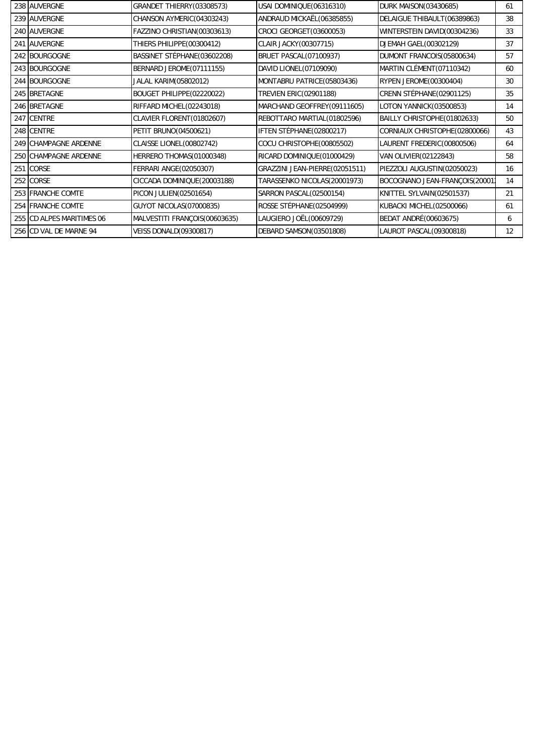| | | | | | |
|---|---|---|---|---|---|
| 238 | AUVERGNE | GRANDET THIERRY(03308573) | USAI DOMINIQUE(06316310) | DURK MAISON(03430685) | 61 |
| 239 | AUVERGNE | CHANSON AYMERIC(04303243) | ANDRAUD MICKAËL(06385855) | DELAIGUE THIBAULT(06389863) | 38 |
| 240 | AUVERGNE | FAZZINO CHRISTIAN(00303613) | CROCI GEORGET(03600053) | WINTERSTEIN DAVID(00304236) | 33 |
| 241 | AUVERGNE | THIERS PHILIPPE(00300412) | CLAIR JACKY(00307715) | DJEMAH GAEL(00302129) | 37 |
| 242 | BOURGOGNE | BASSINET STÉPHANE(03602208) | BRUET PASCAL(07100937) | DUMONT FRANCOIS(05800634) | 57 |
| 243 | BOURGOGNE | BERNARD JEROME(07111155) | DAVID LIONEL(07109090) | MARTIN CLÉMENT(07110342) | 60 |
| 244 | BOURGOGNE | JALAL KARIM(05802012) | MONTABRU PATRICE(05803436) | RYPEN JEROME(00300404) | 30 |
| 245 | BRETAGNE | BOUGET PHILIPPE(02220022) | TREVIEN ERIC(02901188) | CRENN STÉPHANE(02901125) | 35 |
| 246 | BRETAGNE | RIFFARD MICHEL(02243018) | MARCHAND GEOFFREY(09111605) | LOTON YANNICK(03500853) | 14 |
| 247 | CENTRE | CLAVIER FLORENT(01802607) | REBOTTARO MARTIAL(01802596) | BAILLY CHRISTOPHE(01802633) | 50 |
| 248 | CENTRE | PETIT BRUNO(04500621) | IFTEN STÉPHANE(02800217) | CORNIAUX CHRISTOPHE(02800066) | 43 |
| 249 | CHAMPAGNE ARDENNE | CLAISSE LIONEL(00802742) | COCU CHRISTOPHE(00805502) | LAURENT FREDERIC(00800506) | 64 |
| 250 | CHAMPAGNE ARDENNE | HERRERO THOMAS(01000348) | RICARD DOMINIQUE(01000429) | VAN OLIVIER(02122843) | 58 |
| 251 | CORSE | FERRARI ANGE(02050307) | GRAZZINI JEAN-PIERRE(02051511) | PIEZZOLI AUGUSTIN(02050023) | 16 |
| 252 | CORSE | CICCADA DOMINIQUE(20003188) | TARASSENKO NICOLAS(20001973) | BOCOGNANO JEAN-FRANÇOIS(20001 | 14 |
| 253 | FRANCHE COMTE | PICON JULIEN(02501654) | SARRON PASCAL(02500154) | KNITTEL SYLVAIN(02501537) | 21 |
| 254 | FRANCHE COMTE | GUYOT NICOLAS(07000835) | ROSSE STÉPHANE(02504999) | KUBACKI MICHEL(02500066) | 61 |
| 255 | CD ALPES MARITIMES 06 | MALVESTITI FRANÇOIS(00603635) | LAUGIERO JOËL(00609729) | BEDAT ANDRÉ(00603675) | 6 |
| 256 | CD VAL DE MARNE 94 | VEISS DONALD(09300817) | DEBARD SAMSON(03501808) | LAUROT PASCAL(09300818) | 12 |